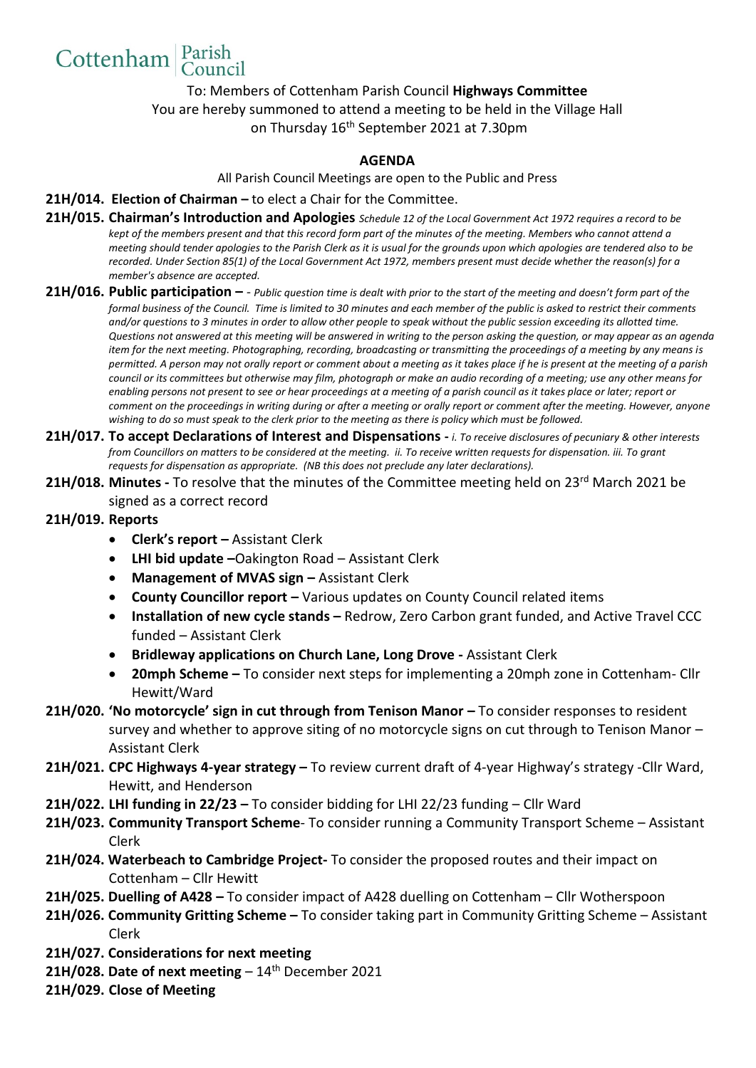Cottenham | Parish Council

To: Members of Cottenham Parish Council **Highways Committee**
You are hereby summoned to attend a meeting to be held in the Village Hall
on Thursday 16th September 2021 at 7.30pm

## AGENDA

All Parish Council Meetings are open to the Public and Press

**21H/014. Election of Chairman –** to elect a Chair for the Committee.

**21H/015. Chairman's Introduction and Apologies** *Schedule 12 of the Local Government Act 1972 requires a record to be kept of the members present and that this record form part of the minutes of the meeting. Members who cannot attend a meeting should tender apologies to the Parish Clerk as it is usual for the grounds upon which apologies are tendered also to be recorded. Under Section 85(1) of the Local Government Act 1972, members present must decide whether the reason(s) for a member's absence are accepted.*

**21H/016. Public participation –** *- Public question time is dealt with prior to the start of the meeting and doesn't form part of the formal business of the Council. Time is limited to 30 minutes and each member of the public is asked to restrict their comments and/or questions to 3 minutes in order to allow other people to speak without the public session exceeding its allotted time. Questions not answered at this meeting will be answered in writing to the person asking the question, or may appear as an agenda item for the next meeting. Photographing, recording, broadcasting or transmitting the proceedings of a meeting by any means is permitted. A person may not orally report or comment about a meeting as it takes place if he is present at the meeting of a parish council or its committees but otherwise may film, photograph or make an audio recording of a meeting; use any other means for enabling persons not present to see or hear proceedings at a meeting of a parish council as it takes place or later; report or comment on the proceedings in writing during or after a meeting or orally report or comment after the meeting. However, anyone wishing to do so must speak to the clerk prior to the meeting as there is policy which must be followed.*

**21H/017. To accept Declarations of Interest and Dispensations -** *i. To receive disclosures of pecuniary & other interests from Councillors on matters to be considered at the meeting. ii. To receive written requests for dispensation. iii. To grant requests for dispensation as appropriate. (NB this does not preclude any later declarations).*

**21H/018. Minutes -** To resolve that the minutes of the Committee meeting held on 23rd March 2021 be signed as a correct record

**21H/019. Reports**

- **Clerk's report –** Assistant Clerk
- **LHI bid update –**Oakington Road – Assistant Clerk
- **Management of MVAS sign –** Assistant Clerk
- **County Councillor report –** Various updates on County Council related items
- **Installation of new cycle stands –** Redrow, Zero Carbon grant funded, and Active Travel CCC funded – Assistant Clerk
- **Bridleway applications on Church Lane, Long Drove -** Assistant Clerk
- **20mph Scheme –** To consider next steps for implementing a 20mph zone in Cottenham- Cllr Hewitt/Ward

**21H/020. 'No motorcycle' sign in cut through from Tenison Manor –** To consider responses to resident survey and whether to approve siting of no motorcycle signs on cut through to Tenison Manor – Assistant Clerk

**21H/021. CPC Highways 4-year strategy –** To review current draft of 4-year Highway's strategy -Cllr Ward, Hewitt, and Henderson

**21H/022. LHI funding in 22/23 –** To consider bidding for LHI 22/23 funding – Cllr Ward

**21H/023. Community Transport Scheme**- To consider running a Community Transport Scheme – Assistant Clerk

**21H/024. Waterbeach to Cambridge Project-** To consider the proposed routes and their impact on Cottenham – Cllr Hewitt

**21H/025. Duelling of A428 –** To consider impact of A428 duelling on Cottenham – Cllr Wotherspoon

**21H/026. Community Gritting Scheme –** To consider taking part in Community Gritting Scheme – Assistant Clerk

**21H/027. Considerations for next meeting**

**21H/028. Date of next meeting** – 14th December 2021

**21H/029. Close of Meeting**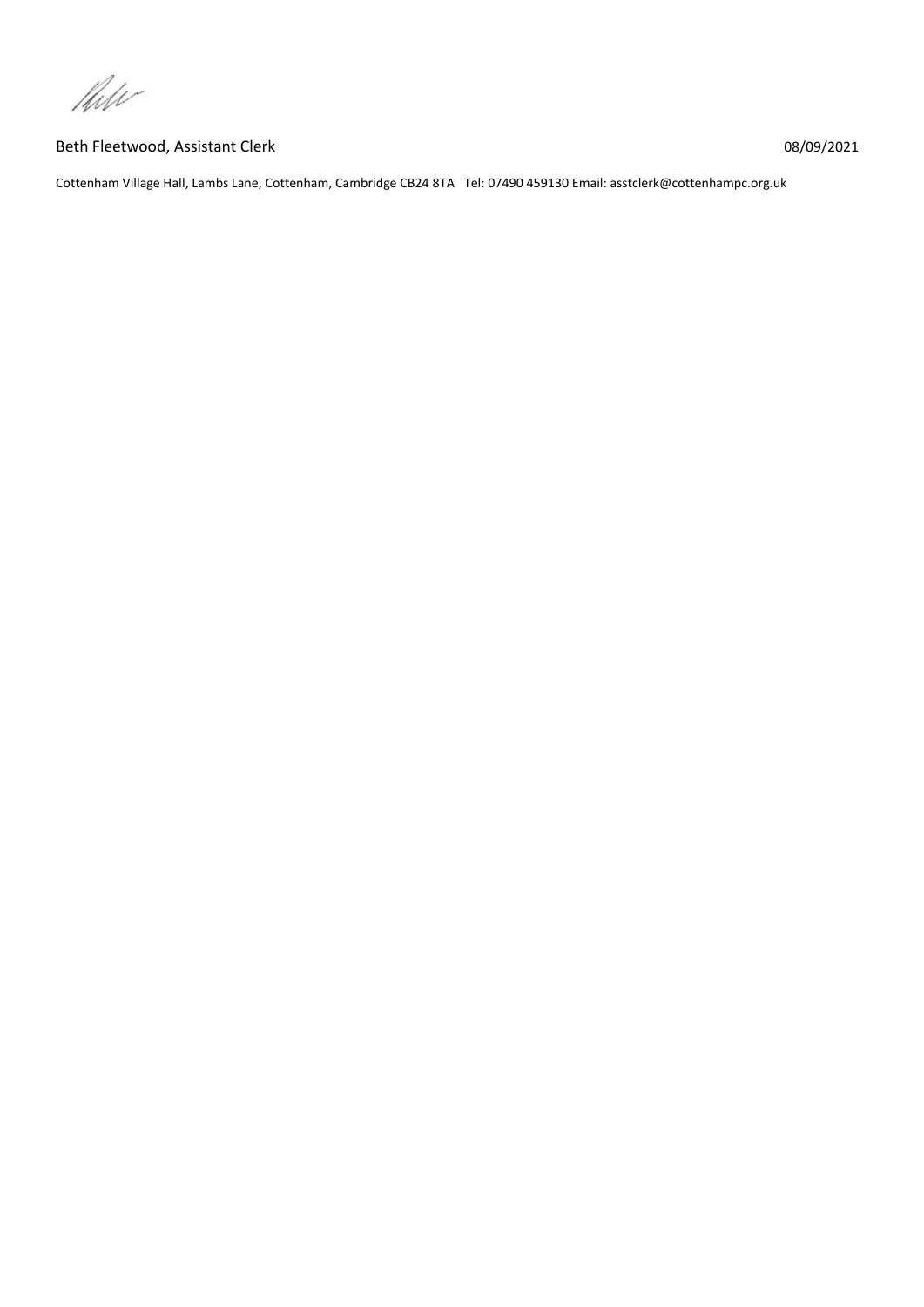Beth Fleetwood, Assistant Clerk 08/09/2021

Cottenham Village Hall, Lambs Lane, Cottenham, Cambridge CB24 8TA Tel: 07490 459130 Email: asstclerk@cottenhampc.org.uk